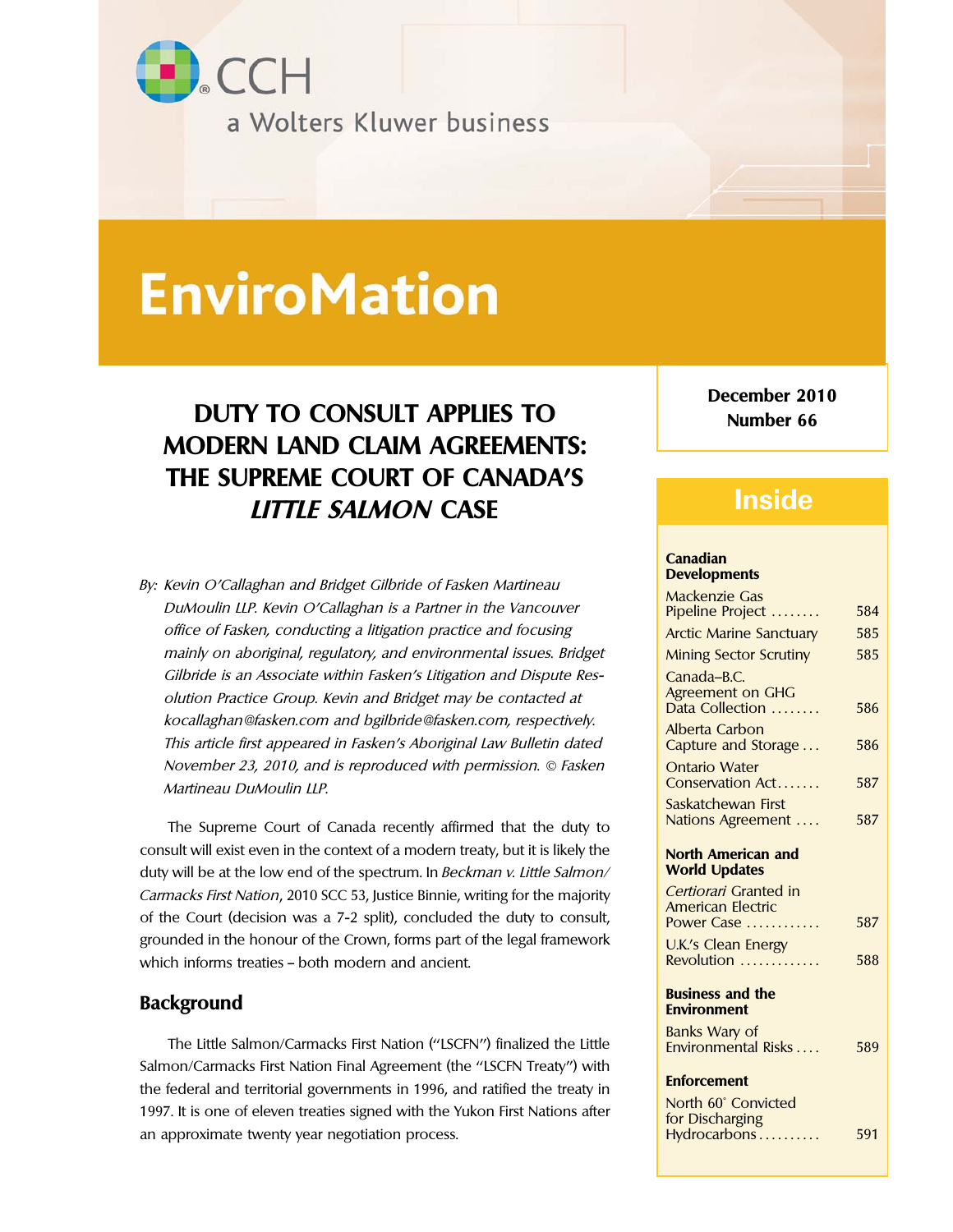CCH

a Wolters Kluwer business

# EnviroMation

**December 2010**
**Number 66**

## DUTY TO CONSULT APPLIES TO MODERN LAND CLAIM AGREEMENTS: THE SUPREME COURT OF CANADA'S *LITTLE SALMON* CASE

*By: Kevin O'Callaghan and Bridget Gilbride of Fasken Martineau DuMoulin LLP. Kevin O'Callaghan is a Partner in the Vancouver office of Fasken, conducting a litigation practice and focusing mainly on aboriginal, regulatory, and environmental issues. Bridget Gilbride is an Associate within Fasken's Litigation and Dispute Resolution Practice Group. Kevin and Bridget may be contacted at kocallaghan@fasken.com and bgilbride@fasken.com, respectively. This article first appeared in Fasken's Aboriginal Law Bulletin dated November 23, 2010, and is reproduced with permission. © Fasken Martineau DuMoulin LLP.*

The Supreme Court of Canada recently affirmed that the duty to consult will exist even in the context of a modern treaty, but it is likely the duty will be at the low end of the spectrum. In *Beckman v. Little Salmon/Carmacks First Nation*, 2010 SCC 53, Justice Binnie, writing for the majority of the Court (decision was a 7-2 split), concluded the duty to consult, grounded in the honour of the Crown, forms part of the legal framework which informs treaties – both modern and ancient.

### Background

The Little Salmon/Carmacks First Nation ("LSCFN") finalized the Little Salmon/Carmacks First Nation Final Agreement (the "LSCFN Treaty") with the federal and territorial governments in 1996, and ratified the treaty in 1997. It is one of eleven treaties signed with the Yukon First Nations after an approximate twenty year negotiation process.

## Inside

| | |
|---|---|
| **Canadian Developments** | |
| Mackenzie Gas Pipeline Project | 584 |
| Arctic Marine Sanctuary | 585 |
| Mining Sector Scrutiny | 585 |
| Canada–B.C. Agreement on GHG Data Collection | 586 |
| Alberta Carbon Capture and Storage | 586 |
| Ontario Water Conservation Act | 587 |
| Saskatchewan First Nations Agreement | 587 |
| **North American and World Updates** | |
| *Certiorari* Granted in American Electric Power Case | 587 |
| U.K.'s Clean Energy Revolution | 588 |
| **Business and the Environment** | |
| Banks Wary of Environmental Risks | 589 |
| **Enforcement** | |
| North 60° Convicted for Discharging Hydrocarbons | 591 |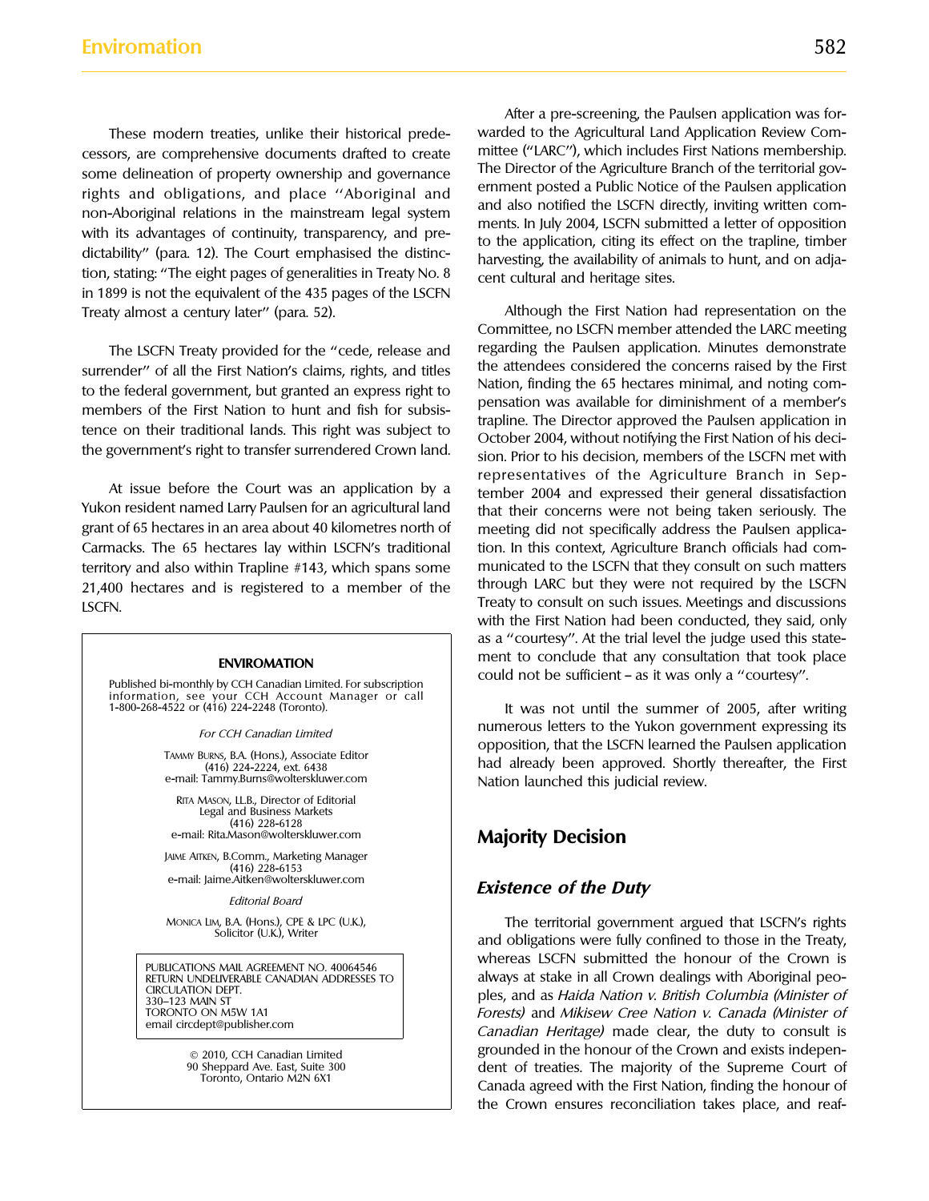These modern treaties, unlike their historical predecessors, are comprehensive documents drafted to create some delineation of property ownership and governance rights and obligations, and place "Aboriginal and non-Aboriginal relations in the mainstream legal system with its advantages of continuity, transparency, and predictability" (para. 12). The Court emphasised the distinction, stating: "The eight pages of generalities in Treaty No. 8 in 1899 is not the equivalent of the 435 pages of the LSCFN Treaty almost a century later" (para. 52).

The LSCFN Treaty provided for the "cede, release and surrender" of all the First Nation's claims, rights, and titles to the federal government, but granted an express right to members of the First Nation to hunt and fish for subsistence on their traditional lands. This right was subject to the government's right to transfer surrendered Crown land.

At issue before the Court was an application by a Yukon resident named Larry Paulsen for an agricultural land grant of 65 hectares in an area about 40 kilometres north of Carmacks. The 65 hectares lay within LSCFN's traditional territory and also within Trapline #143, which spans some 21,400 hectares and is registered to a member of the LSCFN.

**ENVIROMATION**

Published bi-monthly by CCH Canadian Limited. For subscription information, see your CCH Account Manager or call 1-800-268-4522 or (416) 224-2248 (Toronto).

*For CCH Canadian Limited*

Tammy Burns, B.A. (Hons.), Associate Editor
(416) 224-2224, ext. 6438
e-mail: Tammy.Burns@wolterskluwer.com

Rita Mason, LL.B., Director of Editorial
Legal and Business Markets
(416) 228-6128
e-mail: Rita.Mason@wolterskluwer.com

Jaime Aitken, B.Comm., Marketing Manager
(416) 228-6153
e-mail: Jaime.Aitken@wolterskluwer.com

*Editorial Board*

Monica Lim, B.A. (Hons.), CPE & LPC (U.K.),
Solicitor (U.K.), Writer

PUBLICATIONS MAIL AGREEMENT NO. 40064546
RETURN UNDELIVERABLE CANADIAN ADDRESSES TO
CIRCULATION DEPT.
330–123 MAIN ST
TORONTO ON M5W 1A1
email circdept@publisher.com

© 2010, CCH Canadian Limited
90 Sheppard Ave. East, Suite 300
Toronto, Ontario M2N 6X1

After a pre-screening, the Paulsen application was forwarded to the Agricultural Land Application Review Committee ("LARC"), which includes First Nations membership. The Director of the Agriculture Branch of the territorial government posted a Public Notice of the Paulsen application and also notified the LSCFN directly, inviting written comments. In July 2004, LSCFN submitted a letter of opposition to the application, citing its effect on the trapline, timber harvesting, the availability of animals to hunt, and on adjacent cultural and heritage sites.

Although the First Nation had representation on the Committee, no LSCFN member attended the LARC meeting regarding the Paulsen application. Minutes demonstrate the attendees considered the concerns raised by the First Nation, finding the 65 hectares minimal, and noting compensation was available for diminishment of a member's trapline. The Director approved the Paulsen application in October 2004, without notifying the First Nation of his decision. Prior to his decision, members of the LSCFN met with representatives of the Agriculture Branch in September 2004 and expressed their general dissatisfaction that their concerns were not being taken seriously. The meeting did not specifically address the Paulsen application. In this context, Agriculture Branch officials had communicated to the LSCFN that they consult on such matters through LARC but they were not required by the LSCFN Treaty to consult on such issues. Meetings and discussions with the First Nation had been conducted, they said, only as a "courtesy". At the trial level the judge used this statement to conclude that any consultation that took place could not be sufficient – as it was only a "courtesy".

It was not until the summer of 2005, after writing numerous letters to the Yukon government expressing its opposition, that the LSCFN learned the Paulsen application had already been approved. Shortly thereafter, the First Nation launched this judicial review.

## Majority Decision

### *Existence of the Duty*

The territorial government argued that LSCFN's rights and obligations were fully confined to those in the Treaty, whereas LSCFN submitted the honour of the Crown is always at stake in all Crown dealings with Aboriginal peoples, and as *Haida Nation v. British Columbia (Minister of Forests)* and *Mikisew Cree Nation v. Canada (Minister of Canadian Heritage)* made clear, the duty to consult is grounded in the honour of the Crown and exists independent of treaties. The majority of the Supreme Court of Canada agreed with the First Nation, finding the honour of the Crown ensures reconciliation takes place, and reaf-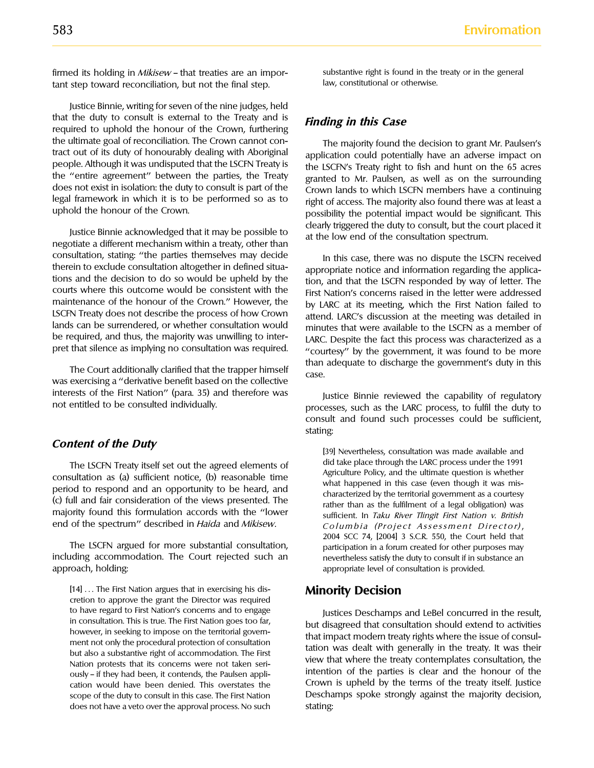firmed its holding in *Mikisew* – that treaties are an important step toward reconciliation, but not the final step.

Justice Binnie, writing for seven of the nine judges, held that the duty to consult is external to the Treaty and is required to uphold the honour of the Crown, furthering the ultimate goal of reconciliation. The Crown cannot contract out of its duty of honourably dealing with Aboriginal people. Although it was undisputed that the LSCFN Treaty is the "entire agreement" between the parties, the Treaty does not exist in isolation: the duty to consult is part of the legal framework in which it is to be performed so as to uphold the honour of the Crown.

Justice Binnie acknowledged that it may be possible to negotiate a different mechanism within a treaty, other than consultation, stating: "the parties themselves may decide therein to exclude consultation altogether in defined situations and the decision to do so would be upheld by the courts where this outcome would be consistent with the maintenance of the honour of the Crown." However, the LSCFN Treaty does not describe the process of how Crown lands can be surrendered, or whether consultation would be required, and thus, the majority was unwilling to interpret that silence as implying no consultation was required.

The Court additionally clarified that the trapper himself was exercising a "derivative benefit based on the collective interests of the First Nation" (para. 35) and therefore was not entitled to be consulted individually.

### *Content of the Duty*

The LSCFN Treaty itself set out the agreed elements of consultation as (a) sufficient notice, (b) reasonable time period to respond and an opportunity to be heard, and (c) full and fair consideration of the views presented. The majority found this formulation accords with the "lower end of the spectrum" described in *Haida* and *Mikisew*.

The LSCFN argued for more substantial consultation, including accommodation. The Court rejected such an approach, holding:

> [14] . . . The First Nation argues that in exercising his discretion to approve the grant the Director was required to have regard to First Nation's concerns and to engage in consultation. This is true. The First Nation goes too far, however, in seeking to impose on the territorial government not only the procedural protection of consultation but also a substantive right of accommodation. The First Nation protests that its concerns were not taken seriously – if they had been, it contends, the Paulsen application would have been denied. This overstates the scope of the duty to consult in this case. The First Nation does not have a veto over the approval process. No such substantive right is found in the treaty or in the general law, constitutional or otherwise.

### *Finding in this Case*

The majority found the decision to grant Mr. Paulsen's application could potentially have an adverse impact on the LSCFN's Treaty right to fish and hunt on the 65 acres granted to Mr. Paulsen, as well as on the surrounding Crown lands to which LSCFN members have a continuing right of access. The majority also found there was at least a possibility the potential impact would be significant. This clearly triggered the duty to consult, but the court placed it at the low end of the consultation spectrum.

In this case, there was no dispute the LSCFN received appropriate notice and information regarding the application, and that the LSCFN responded by way of letter. The First Nation's concerns raised in the letter were addressed by LARC at its meeting, which the First Nation failed to attend. LARC's discussion at the meeting was detailed in minutes that were available to the LSCFN as a member of LARC. Despite the fact this process was characterized as a "courtesy" by the government, it was found to be more than adequate to discharge the government's duty in this case.

Justice Binnie reviewed the capability of regulatory processes, such as the LARC process, to fulfil the duty to consult and found such processes could be sufficient, stating:

> [39] Nevertheless, consultation was made available and did take place through the LARC process under the 1991 Agriculture Policy, and the ultimate question is whether what happened in this case (even though it was mischaracterized by the territorial government as a courtesy rather than as the fulfilment of a legal obligation) was sufficient. In *Taku River Tlingit First Nation v. British Columbia (Project Assessment Director)*, 2004 SCC 74, [2004] 3 S.C.R. 550, the Court held that participation in a forum created for other purposes may nevertheless satisfy the duty to consult if in substance an appropriate level of consultation is provided.

## Minority Decision

Justices Deschamps and LeBel concurred in the result, but disagreed that consultation should extend to activities that impact modern treaty rights where the issue of consultation was dealt with generally in the treaty. It was their view that where the treaty contemplates consultation, the intention of the parties is clear and the honour of the Crown is upheld by the terms of the treaty itself. Justice Deschamps spoke strongly against the majority decision, stating: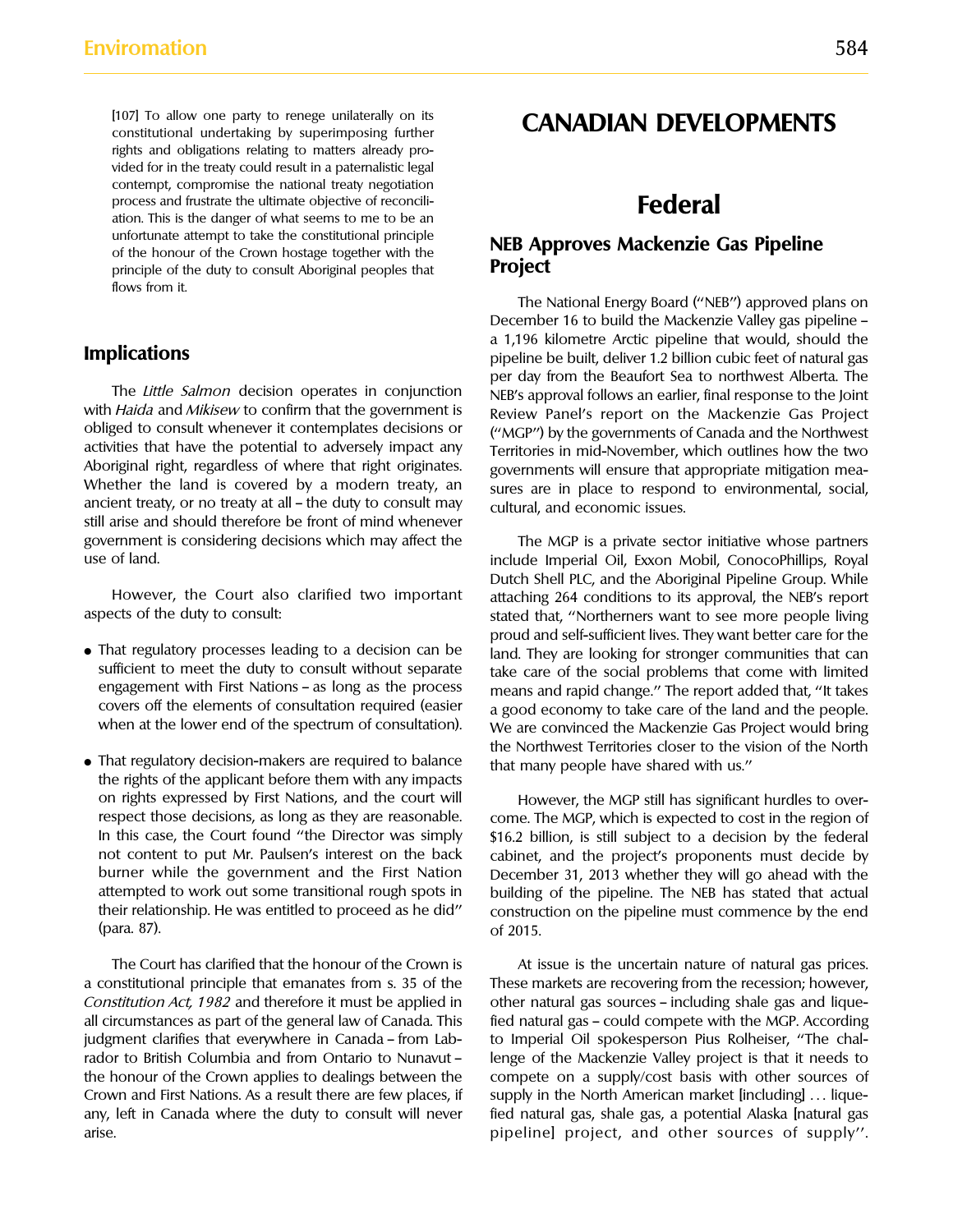> [107] To allow one party to renege unilaterally on its constitutional undertaking by superimposing further rights and obligations relating to matters already provided for in the treaty could result in a paternalistic legal contempt, compromise the national treaty negotiation process and frustrate the ultimate objective of reconciliation. This is the danger of what seems to me to be an unfortunate attempt to take the constitutional principle of the honour of the Crown hostage together with the principle of the duty to consult Aboriginal peoples that flows from it.

## Implications

The *Little Salmon* decision operates in conjunction with *Haida* and *Mikisew* to confirm that the government is obliged to consult whenever it contemplates decisions or activities that have the potential to adversely impact any Aboriginal right, regardless of where that right originates. Whether the land is covered by a modern treaty, an ancient treaty, or no treaty at all – the duty to consult may still arise and should therefore be front of mind whenever government is considering decisions which may affect the use of land.

However, the Court also clarified two important aspects of the duty to consult:

- That regulatory processes leading to a decision can be sufficient to meet the duty to consult without separate engagement with First Nations – as long as the process covers off the elements of consultation required (easier when at the lower end of the spectrum of consultation).
- That regulatory decision-makers are required to balance the rights of the applicant before them with any impacts on rights expressed by First Nations, and the court will respect those decisions, as long as they are reasonable. In this case, the Court found "the Director was simply not content to put Mr. Paulsen's interest on the back burner while the government and the First Nation attempted to work out some transitional rough spots in their relationship. He was entitled to proceed as he did" (para. 87).

The Court has clarified that the honour of the Crown is a constitutional principle that emanates from s. 35 of the *Constitution Act, 1982* and therefore it must be applied in all circumstances as part of the general law of Canada. This judgment clarifies that everywhere in Canada – from Labrador to British Columbia and from Ontario to Nunavut – the honour of the Crown applies to dealings between the Crown and First Nations. As a result there are few places, if any, left in Canada where the duty to consult will never arise.

# CANADIAN DEVELOPMENTS

## Federal

### NEB Approves Mackenzie Gas Pipeline Project

The National Energy Board ("NEB") approved plans on December 16 to build the Mackenzie Valley gas pipeline – a 1,196 kilometre Arctic pipeline that would, should the pipeline be built, deliver 1.2 billion cubic feet of natural gas per day from the Beaufort Sea to northwest Alberta. The NEB's approval follows an earlier, final response to the Joint Review Panel's report on the Mackenzie Gas Project ("MGP") by the governments of Canada and the Northwest Territories in mid-November, which outlines how the two governments will ensure that appropriate mitigation measures are in place to respond to environmental, social, cultural, and economic issues.

The MGP is a private sector initiative whose partners include Imperial Oil, Exxon Mobil, ConocoPhillips, Royal Dutch Shell PLC, and the Aboriginal Pipeline Group. While attaching 264 conditions to its approval, the NEB's report stated that, "Northerners want to see more people living proud and self-sufficient lives. They want better care for the land. They are looking for stronger communities that can take care of the social problems that come with limited means and rapid change." The report added that, "It takes a good economy to take care of the land and the people. We are convinced the Mackenzie Gas Project would bring the Northwest Territories closer to the vision of the North that many people have shared with us."

However, the MGP still has significant hurdles to overcome. The MGP, which is expected to cost in the region of $16.2 billion, is still subject to a decision by the federal cabinet, and the project's proponents must decide by December 31, 2013 whether they will go ahead with the building of the pipeline. The NEB has stated that actual construction on the pipeline must commence by the end of 2015.

At issue is the uncertain nature of natural gas prices. These markets are recovering from the recession; however, other natural gas sources – including shale gas and liquefied natural gas – could compete with the MGP. According to Imperial Oil spokesperson Pius Rolheiser, "The challenge of the Mackenzie Valley project is that it needs to compete on a supply/cost basis with other sources of supply in the North American market [including] . . . liquefied natural gas, shale gas, a potential Alaska [natural gas pipeline] project, and other sources of supply".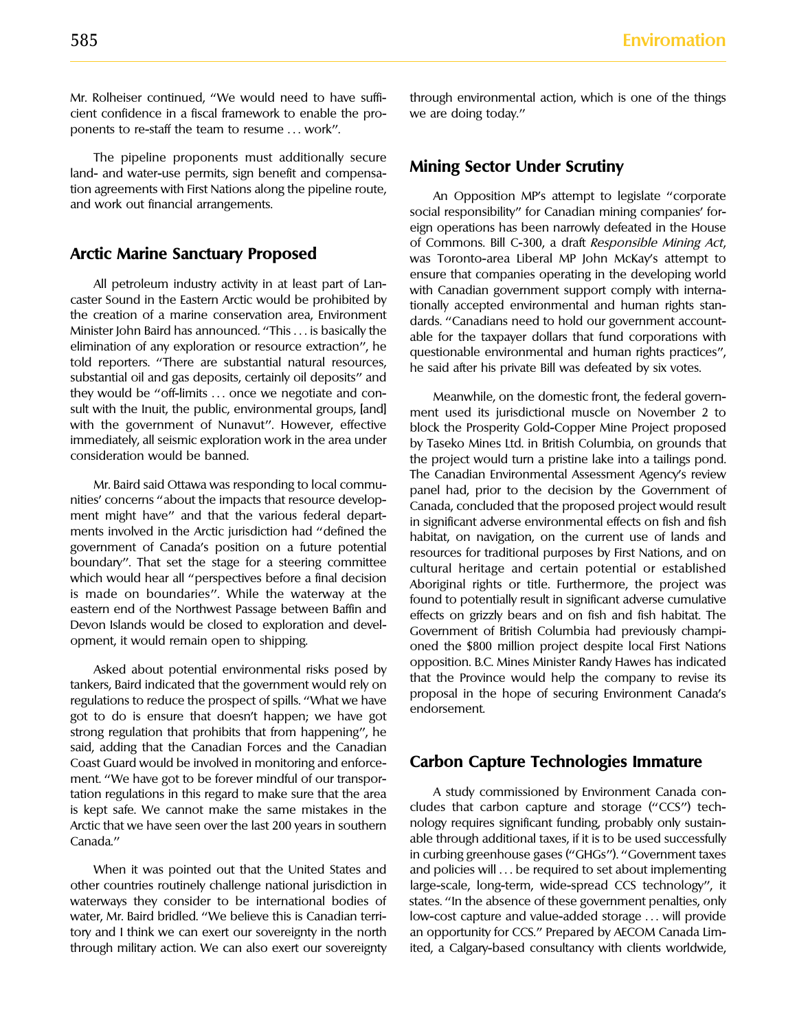Mr. Rolheiser continued, "We would need to have sufficient confidence in a fiscal framework to enable the proponents to re-staff the team to resume . . . work".

The pipeline proponents must additionally secure land- and water-use permits, sign benefit and compensation agreements with First Nations along the pipeline route, and work out financial arrangements.

## Arctic Marine Sanctuary Proposed

All petroleum industry activity in at least part of Lancaster Sound in the Eastern Arctic would be prohibited by the creation of a marine conservation area, Environment Minister John Baird has announced. "This . . . is basically the elimination of any exploration or resource extraction", he told reporters. "There are substantial natural resources, substantial oil and gas deposits, certainly oil deposits" and they would be "off-limits . . . once we negotiate and consult with the Inuit, the public, environmental groups, [and] with the government of Nunavut". However, effective immediately, all seismic exploration work in the area under consideration would be banned.

Mr. Baird said Ottawa was responding to local communities' concerns "about the impacts that resource development might have" and that the various federal departments involved in the Arctic jurisdiction had "defined the government of Canada's position on a future potential boundary". That set the stage for a steering committee which would hear all "perspectives before a final decision is made on boundaries". While the waterway at the eastern end of the Northwest Passage between Baffin and Devon Islands would be closed to exploration and development, it would remain open to shipping.

Asked about potential environmental risks posed by tankers, Baird indicated that the government would rely on regulations to reduce the prospect of spills. "What we have got to do is ensure that doesn't happen; we have got strong regulation that prohibits that from happening", he said, adding that the Canadian Forces and the Canadian Coast Guard would be involved in monitoring and enforcement. "We have got to be forever mindful of our transportation regulations in this regard to make sure that the area is kept safe. We cannot make the same mistakes in the Arctic that we have seen over the last 200 years in southern Canada."

When it was pointed out that the United States and other countries routinely challenge national jurisdiction in waterways they consider to be international bodies of water, Mr. Baird bridled. "We believe this is Canadian territory and I think we can exert our sovereignty in the north through military action. We can also exert our sovereignty through environmental action, which is one of the things we are doing today."

## Mining Sector Under Scrutiny

An Opposition MP's attempt to legislate "corporate social responsibility" for Canadian mining companies' foreign operations has been narrowly defeated in the House of Commons. Bill C-300, a draft *Responsible Mining Act*, was Toronto-area Liberal MP John McKay's attempt to ensure that companies operating in the developing world with Canadian government support comply with internationally accepted environmental and human rights standards. "Canadians need to hold our government accountable for the taxpayer dollars that fund corporations with questionable environmental and human rights practices", he said after his private Bill was defeated by six votes.

Meanwhile, on the domestic front, the federal government used its jurisdictional muscle on November 2 to block the Prosperity Gold-Copper Mine Project proposed by Taseko Mines Ltd. in British Columbia, on grounds that the project would turn a pristine lake into a tailings pond. The Canadian Environmental Assessment Agency's review panel had, prior to the decision by the Government of Canada, concluded that the proposed project would result in significant adverse environmental effects on fish and fish habitat, on navigation, on the current use of lands and resources for traditional purposes by First Nations, and on cultural heritage and certain potential or established Aboriginal rights or title. Furthermore, the project was found to potentially result in significant adverse cumulative effects on grizzly bears and on fish and fish habitat. The Government of British Columbia had previously championed the $800 million project despite local First Nations opposition. B.C. Mines Minister Randy Hawes has indicated that the Province would help the company to revise its proposal in the hope of securing Environment Canada's endorsement.

## Carbon Capture Technologies Immature

A study commissioned by Environment Canada concludes that carbon capture and storage ("CCS") technology requires significant funding, probably only sustainable through additional taxes, if it is to be used successfully in curbing greenhouse gases ("GHGs"). "Government taxes and policies will . . . be required to set about implementing large-scale, long-term, wide-spread CCS technology", it states. "In the absence of these government penalties, only low-cost capture and value-added storage . . . will provide an opportunity for CCS." Prepared by AECOM Canada Limited, a Calgary-based consultancy with clients worldwide,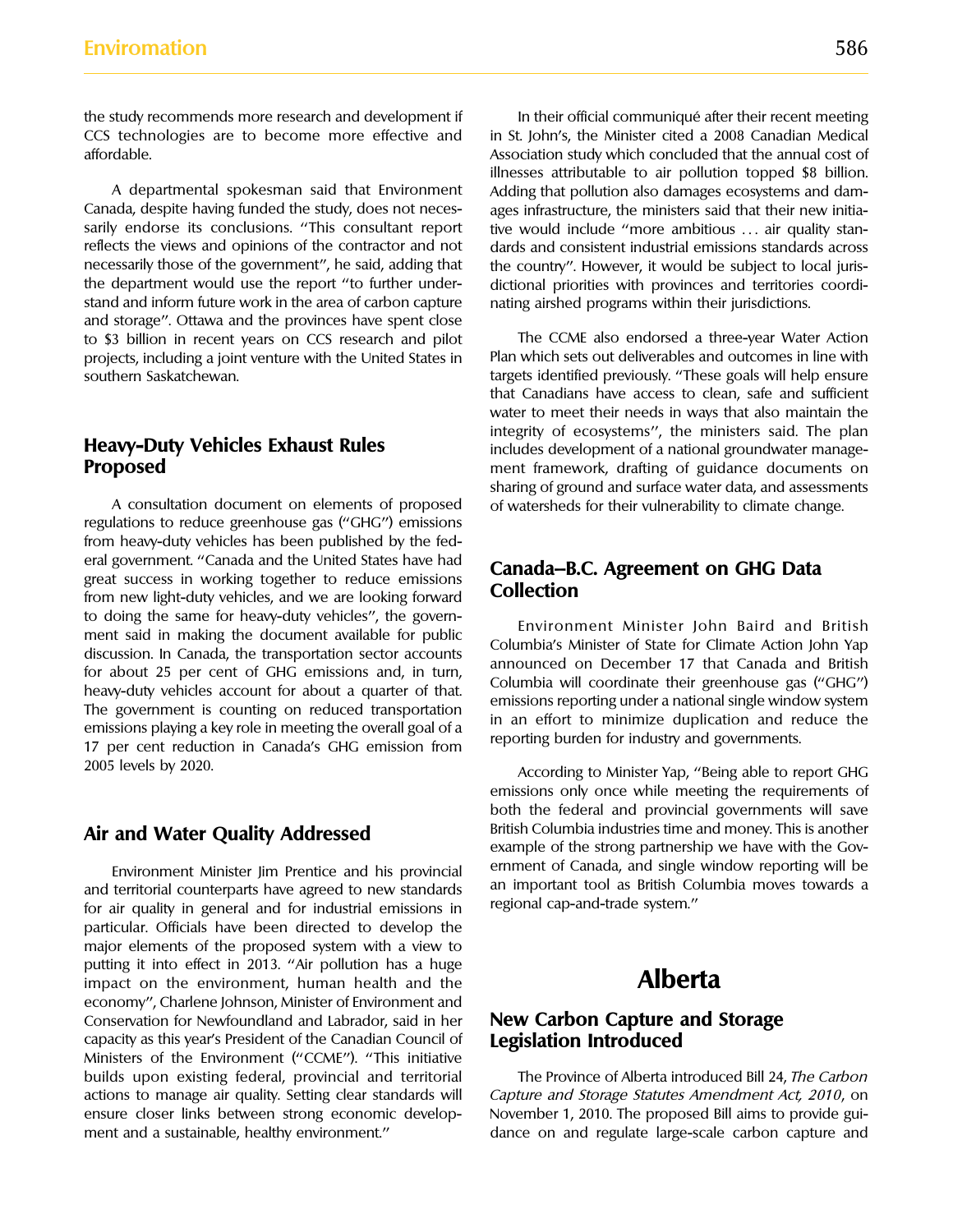the study recommends more research and development if CCS technologies are to become more effective and affordable.

A departmental spokesman said that Environment Canada, despite having funded the study, does not necessarily endorse its conclusions. "This consultant report reflects the views and opinions of the contractor and not necessarily those of the government", he said, adding that the department would use the report "to further understand and inform future work in the area of carbon capture and storage". Ottawa and the provinces have spent close to $3 billion in recent years on CCS research and pilot projects, including a joint venture with the United States in southern Saskatchewan.

## Heavy-Duty Vehicles Exhaust Rules Proposed

A consultation document on elements of proposed regulations to reduce greenhouse gas ("GHG") emissions from heavy-duty vehicles has been published by the federal government. "Canada and the United States have had great success in working together to reduce emissions from new light-duty vehicles, and we are looking forward to doing the same for heavy-duty vehicles", the government said in making the document available for public discussion. In Canada, the transportation sector accounts for about 25 per cent of GHG emissions and, in turn, heavy-duty vehicles account for about a quarter of that. The government is counting on reduced transportation emissions playing a key role in meeting the overall goal of a 17 per cent reduction in Canada's GHG emission from 2005 levels by 2020.

## Air and Water Quality Addressed

Environment Minister Jim Prentice and his provincial and territorial counterparts have agreed to new standards for air quality in general and for industrial emissions in particular. Officials have been directed to develop the major elements of the proposed system with a view to putting it into effect in 2013. "Air pollution has a huge impact on the environment, human health and the economy", Charlene Johnson, Minister of Environment and Conservation for Newfoundland and Labrador, said in her capacity as this year's President of the Canadian Council of Ministers of the Environment ("CCME"). "This initiative builds upon existing federal, provincial and territorial actions to manage air quality. Setting clear standards will ensure closer links between strong economic development and a sustainable, healthy environment."

In their official communiqué after their recent meeting in St. John's, the Minister cited a 2008 Canadian Medical Association study which concluded that the annual cost of illnesses attributable to air pollution topped $8 billion. Adding that pollution also damages ecosystems and damages infrastructure, the ministers said that their new initiative would include "more ambitious ... air quality standards and consistent industrial emissions standards across the country". However, it would be subject to local jurisdictional priorities with provinces and territories coordinating airshed programs within their jurisdictions.

The CCME also endorsed a three-year Water Action Plan which sets out deliverables and outcomes in line with targets identified previously. "These goals will help ensure that Canadians have access to clean, safe and sufficient water to meet their needs in ways that also maintain the integrity of ecosystems", the ministers said. The plan includes development of a national groundwater management framework, drafting of guidance documents on sharing of ground and surface water data, and assessments of watersheds for their vulnerability to climate change.

## Canada–B.C. Agreement on GHG Data Collection

Environment Minister John Baird and British Columbia's Minister of State for Climate Action John Yap announced on December 17 that Canada and British Columbia will coordinate their greenhouse gas ("GHG") emissions reporting under a national single window system in an effort to minimize duplication and reduce the reporting burden for industry and governments.

According to Minister Yap, "Being able to report GHG emissions only once while meeting the requirements of both the federal and provincial governments will save British Columbia industries time and money. This is another example of the strong partnership we have with the Government of Canada, and single window reporting will be an important tool as British Columbia moves towards a regional cap-and-trade system."

# Alberta

## New Carbon Capture and Storage Legislation Introduced

The Province of Alberta introduced Bill 24, *The Carbon Capture and Storage Statutes Amendment Act, 2010*, on November 1, 2010. The proposed Bill aims to provide guidance on and regulate large-scale carbon capture and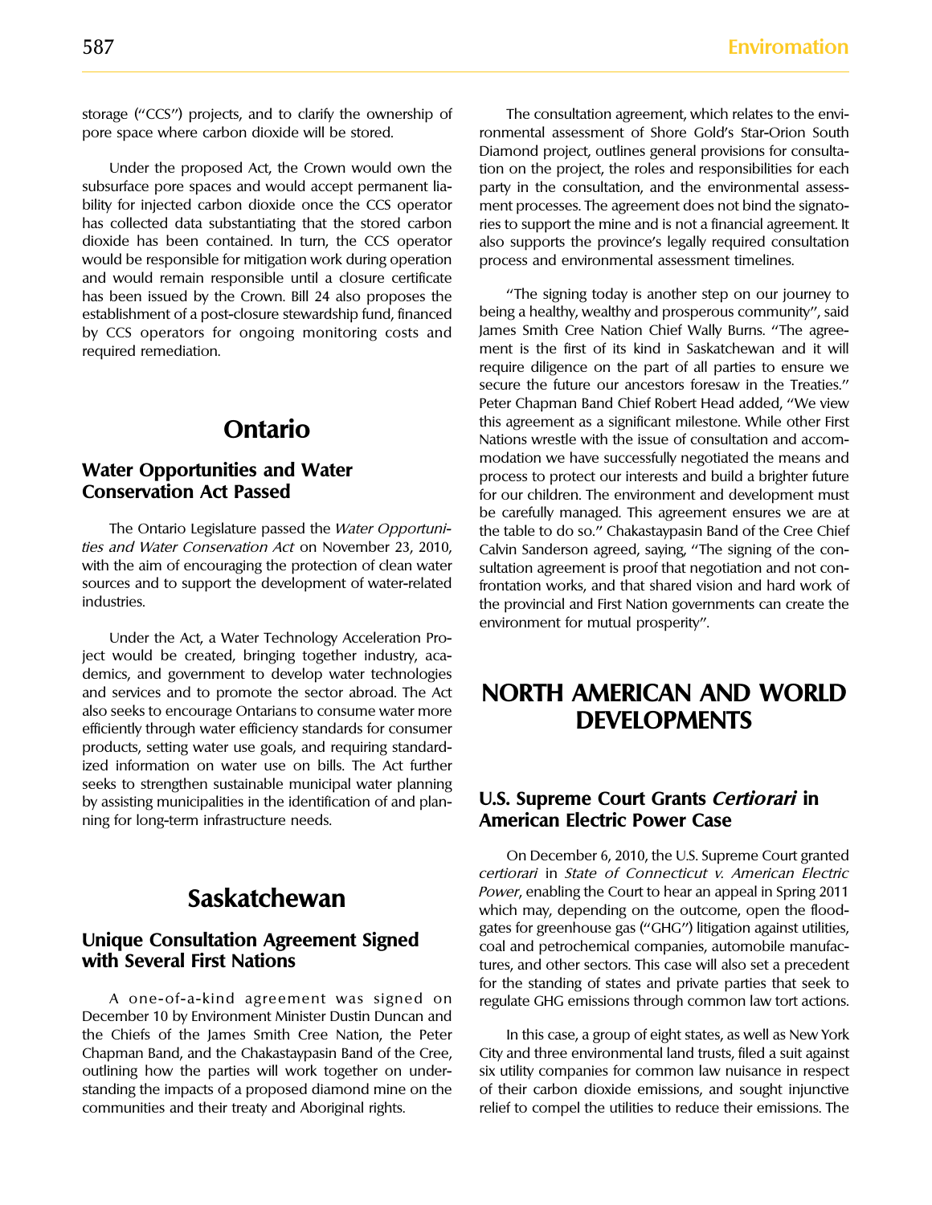storage ("CCS") projects, and to clarify the ownership of pore space where carbon dioxide will be stored.

Under the proposed Act, the Crown would own the subsurface pore spaces and would accept permanent liability for injected carbon dioxide once the CCS operator has collected data substantiating that the stored carbon dioxide has been contained. In turn, the CCS operator would be responsible for mitigation work during operation and would remain responsible until a closure certificate has been issued by the Crown. Bill 24 also proposes the establishment of a post-closure stewardship fund, financed by CCS operators for ongoing monitoring costs and required remediation.

# Ontario

## Water Opportunities and Water Conservation Act Passed

The Ontario Legislature passed the *Water Opportunities and Water Conservation Act* on November 23, 2010, with the aim of encouraging the protection of clean water sources and to support the development of water-related industries.

Under the Act, a Water Technology Acceleration Project would be created, bringing together industry, academics, and government to develop water technologies and services and to promote the sector abroad. The Act also seeks to encourage Ontarians to consume water more efficiently through water efficiency standards for consumer products, setting water use goals, and requiring standardized information on water use on bills. The Act further seeks to strengthen sustainable municipal water planning by assisting municipalities in the identification of and planning for long-term infrastructure needs.

# Saskatchewan

## Unique Consultation Agreement Signed with Several First Nations

A one-of-a-kind agreement was signed on December 10 by Environment Minister Dustin Duncan and the Chiefs of the James Smith Cree Nation, the Peter Chapman Band, and the Chakastaypasin Band of the Cree, outlining how the parties will work together on understanding the impacts of a proposed diamond mine on the communities and their treaty and Aboriginal rights.

The consultation agreement, which relates to the environmental assessment of Shore Gold's Star-Orion South Diamond project, outlines general provisions for consultation on the project, the roles and responsibilities for each party in the consultation, and the environmental assessment processes. The agreement does not bind the signatories to support the mine and is not a financial agreement. It also supports the province's legally required consultation process and environmental assessment timelines.

"The signing today is another step on our journey to being a healthy, wealthy and prosperous community", said James Smith Cree Nation Chief Wally Burns. "The agreement is the first of its kind in Saskatchewan and it will require diligence on the part of all parties to ensure we secure the future our ancestors foresaw in the Treaties." Peter Chapman Band Chief Robert Head added, "We view this agreement as a significant milestone. While other First Nations wrestle with the issue of consultation and accommodation we have successfully negotiated the means and process to protect our interests and build a brighter future for our children. The environment and development must be carefully managed. This agreement ensures we are at the table to do so." Chakastaypasin Band of the Cree Chief Calvin Sanderson agreed, saying, "The signing of the consultation agreement is proof that negotiation and not confrontation works, and that shared vision and hard work of the provincial and First Nation governments can create the environment for mutual prosperity".

# NORTH AMERICAN AND WORLD DEVELOPMENTS

## U.S. Supreme Court Grants *Certiorari* in American Electric Power Case

On December 6, 2010, the U.S. Supreme Court granted *certiorari* in *State of Connecticut v. American Electric Power*, enabling the Court to hear an appeal in Spring 2011 which may, depending on the outcome, open the floodgates for greenhouse gas ("GHG") litigation against utilities, coal and petrochemical companies, automobile manufactures, and other sectors. This case will also set a precedent for the standing of states and private parties that seek to regulate GHG emissions through common law tort actions.

In this case, a group of eight states, as well as New York City and three environmental land trusts, filed a suit against six utility companies for common law nuisance in respect of their carbon dioxide emissions, and sought injunctive relief to compel the utilities to reduce their emissions. The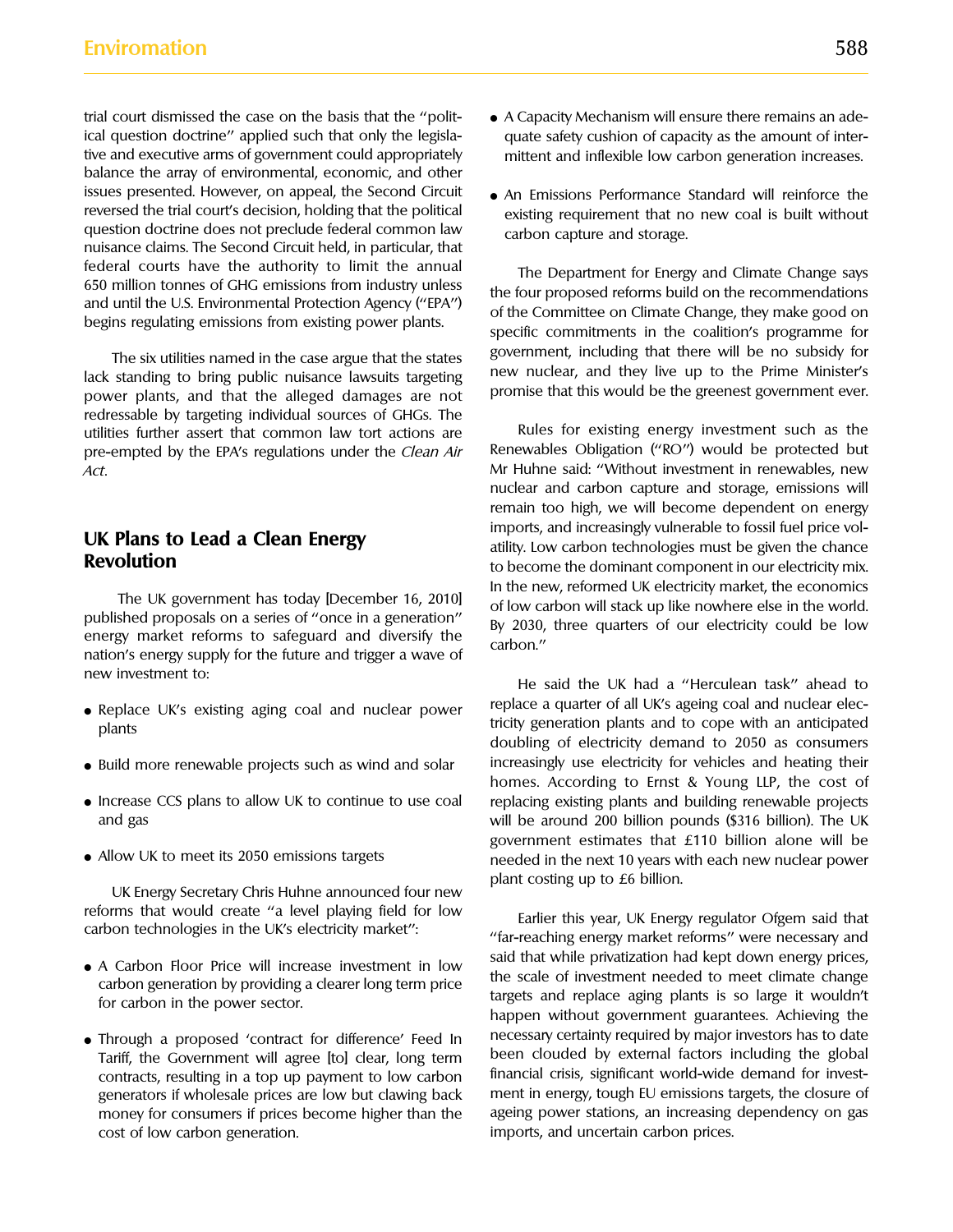trial court dismissed the case on the basis that the "political question doctrine" applied such that only the legislative and executive arms of government could appropriately balance the array of environmental, economic, and other issues presented. However, on appeal, the Second Circuit reversed the trial court's decision, holding that the political question doctrine does not preclude federal common law nuisance claims. The Second Circuit held, in particular, that federal courts have the authority to limit the annual 650 million tonnes of GHG emissions from industry unless and until the U.S. Environmental Protection Agency ("EPA") begins regulating emissions from existing power plants.

The six utilities named in the case argue that the states lack standing to bring public nuisance lawsuits targeting power plants, and that the alleged damages are not redressable by targeting individual sources of GHGs. The utilities further assert that common law tort actions are pre-empted by the EPA's regulations under the *Clean Air Act*.

## UK Plans to Lead a Clean Energy Revolution

The UK government has today [December 16, 2010] published proposals on a series of "once in a generation" energy market reforms to safeguard and diversify the nation's energy supply for the future and trigger a wave of new investment to:

- Replace UK's existing aging coal and nuclear power plants
- Build more renewable projects such as wind and solar
- Increase CCS plans to allow UK to continue to use coal and gas
- Allow UK to meet its 2050 emissions targets

UK Energy Secretary Chris Huhne announced four new reforms that would create "a level playing field for low carbon technologies in the UK's electricity market":

- A Carbon Floor Price will increase investment in low carbon generation by providing a clearer long term price for carbon in the power sector.
- Through a proposed 'contract for difference' Feed In Tariff, the Government will agree [to] clear, long term contracts, resulting in a top up payment to low carbon generators if wholesale prices are low but clawing back money for consumers if prices become higher than the cost of low carbon generation.
- A Capacity Mechanism will ensure there remains an adequate safety cushion of capacity as the amount of intermittent and inflexible low carbon generation increases.
- An Emissions Performance Standard will reinforce the existing requirement that no new coal is built without carbon capture and storage.

The Department for Energy and Climate Change says the four proposed reforms build on the recommendations of the Committee on Climate Change, they make good on specific commitments in the coalition's programme for government, including that there will be no subsidy for new nuclear, and they live up to the Prime Minister's promise that this would be the greenest government ever.

Rules for existing energy investment such as the Renewables Obligation ("RO") would be protected but Mr Huhne said: "Without investment in renewables, new nuclear and carbon capture and storage, emissions will remain too high, we will become dependent on energy imports, and increasingly vulnerable to fossil fuel price volatility. Low carbon technologies must be given the chance to become the dominant component in our electricity mix. In the new, reformed UK electricity market, the economics of low carbon will stack up like nowhere else in the world. By 2030, three quarters of our electricity could be low carbon."

He said the UK had a "Herculean task" ahead to replace a quarter of all UK's ageing coal and nuclear electricity generation plants and to cope with an anticipated doubling of electricity demand to 2050 as consumers increasingly use electricity for vehicles and heating their homes. According to Ernst & Young LLP, the cost of replacing existing plants and building renewable projects will be around 200 billion pounds ($316 billion). The UK government estimates that £110 billion alone will be needed in the next 10 years with each new nuclear power plant costing up to £6 billion.

Earlier this year, UK Energy regulator Ofgem said that "far-reaching energy market reforms" were necessary and said that while privatization had kept down energy prices, the scale of investment needed to meet climate change targets and replace aging plants is so large it wouldn't happen without government guarantees. Achieving the necessary certainty required by major investors has to date been clouded by external factors including the global financial crisis, significant world-wide demand for investment in energy, tough EU emissions targets, the closure of ageing power stations, an increasing dependency on gas imports, and uncertain carbon prices.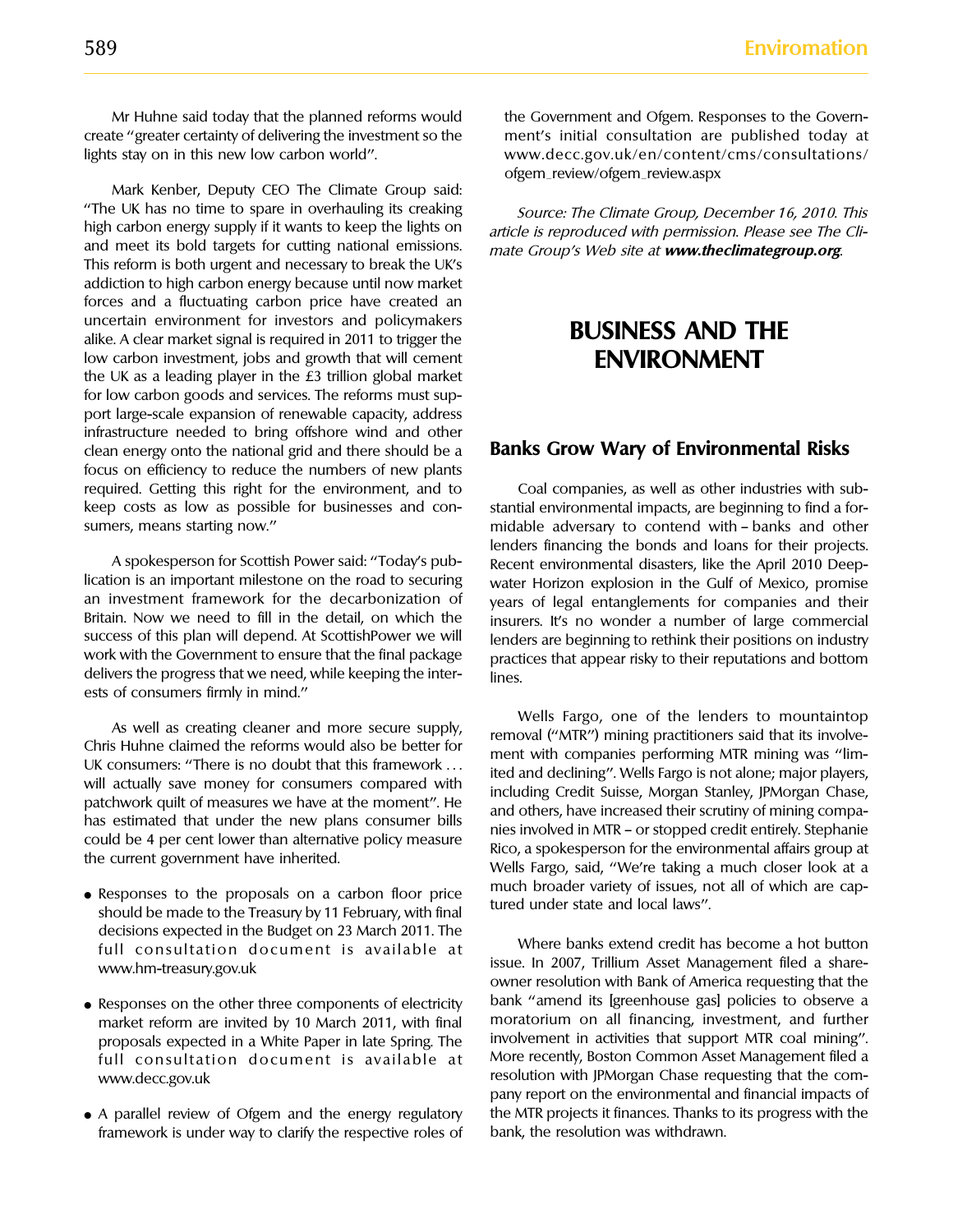Mr Huhne said today that the planned reforms would create "greater certainty of delivering the investment so the lights stay on in this new low carbon world".

Mark Kenber, Deputy CEO The Climate Group said: "The UK has no time to spare in overhauling its creaking high carbon energy supply if it wants to keep the lights on and meet its bold targets for cutting national emissions. This reform is both urgent and necessary to break the UK's addiction to high carbon energy because until now market forces and a fluctuating carbon price have created an uncertain environment for investors and policymakers alike. A clear market signal is required in 2011 to trigger the low carbon investment, jobs and growth that will cement the UK as a leading player in the £3 trillion global market for low carbon goods and services. The reforms must support large-scale expansion of renewable capacity, address infrastructure needed to bring offshore wind and other clean energy onto the national grid and there should be a focus on efficiency to reduce the numbers of new plants required. Getting this right for the environment, and to keep costs as low as possible for businesses and consumers, means starting now."

A spokesperson for Scottish Power said: "Today's publication is an important milestone on the road to securing an investment framework for the decarbonization of Britain. Now we need to fill in the detail, on which the success of this plan will depend. At ScottishPower we will work with the Government to ensure that the final package delivers the progress that we need, while keeping the interests of consumers firmly in mind."

As well as creating cleaner and more secure supply, Chris Huhne claimed the reforms would also be better for UK consumers: "There is no doubt that this framework ... will actually save money for consumers compared with patchwork quilt of measures we have at the moment". He has estimated that under the new plans consumer bills could be 4 per cent lower than alternative policy measure the current government have inherited.

- Responses to the proposals on a carbon floor price should be made to the Treasury by 11 February, with final decisions expected in the Budget on 23 March 2011. The full consultation document is available at www.hm-treasury.gov.uk
- Responses on the other three components of electricity market reform are invited by 10 March 2011, with final proposals expected in a White Paper in late Spring. The full consultation document is available at www.decc.gov.uk
- A parallel review of Ofgem and the energy regulatory framework is under way to clarify the respective roles of the Government and Ofgem. Responses to the Government's initial consultation are published today at www.decc.gov.uk/en/content/cms/consultations/ofgem_review/ofgem_review.aspx

*Source: The Climate Group, December 16, 2010. This article is reproduced with permission. Please see The Climate Group's Web site at **www.theclimategroup.org**.*

# BUSINESS AND THE ENVIRONMENT

## Banks Grow Wary of Environmental Risks

Coal companies, as well as other industries with substantial environmental impacts, are beginning to find a formidable adversary to contend with – banks and other lenders financing the bonds and loans for their projects. Recent environmental disasters, like the April 2010 Deepwater Horizon explosion in the Gulf of Mexico, promise years of legal entanglements for companies and their insurers. It's no wonder a number of large commercial lenders are beginning to rethink their positions on industry practices that appear risky to their reputations and bottom lines.

Wells Fargo, one of the lenders to mountaintop removal ("MTR") mining practitioners said that its involvement with companies performing MTR mining was "limited and declining". Wells Fargo is not alone; major players, including Credit Suisse, Morgan Stanley, JPMorgan Chase, and others, have increased their scrutiny of mining companies involved in MTR – or stopped credit entirely. Stephanie Rico, a spokesperson for the environmental affairs group at Wells Fargo, said, "We're taking a much closer look at a much broader variety of issues, not all of which are captured under state and local laws".

Where banks extend credit has become a hot button issue. In 2007, Trillium Asset Management filed a shareowner resolution with Bank of America requesting that the bank "amend its [greenhouse gas] policies to observe a moratorium on all financing, investment, and further involvement in activities that support MTR coal mining". More recently, Boston Common Asset Management filed a resolution with JPMorgan Chase requesting that the company report on the environmental and financial impacts of the MTR projects it finances. Thanks to its progress with the bank, the resolution was withdrawn.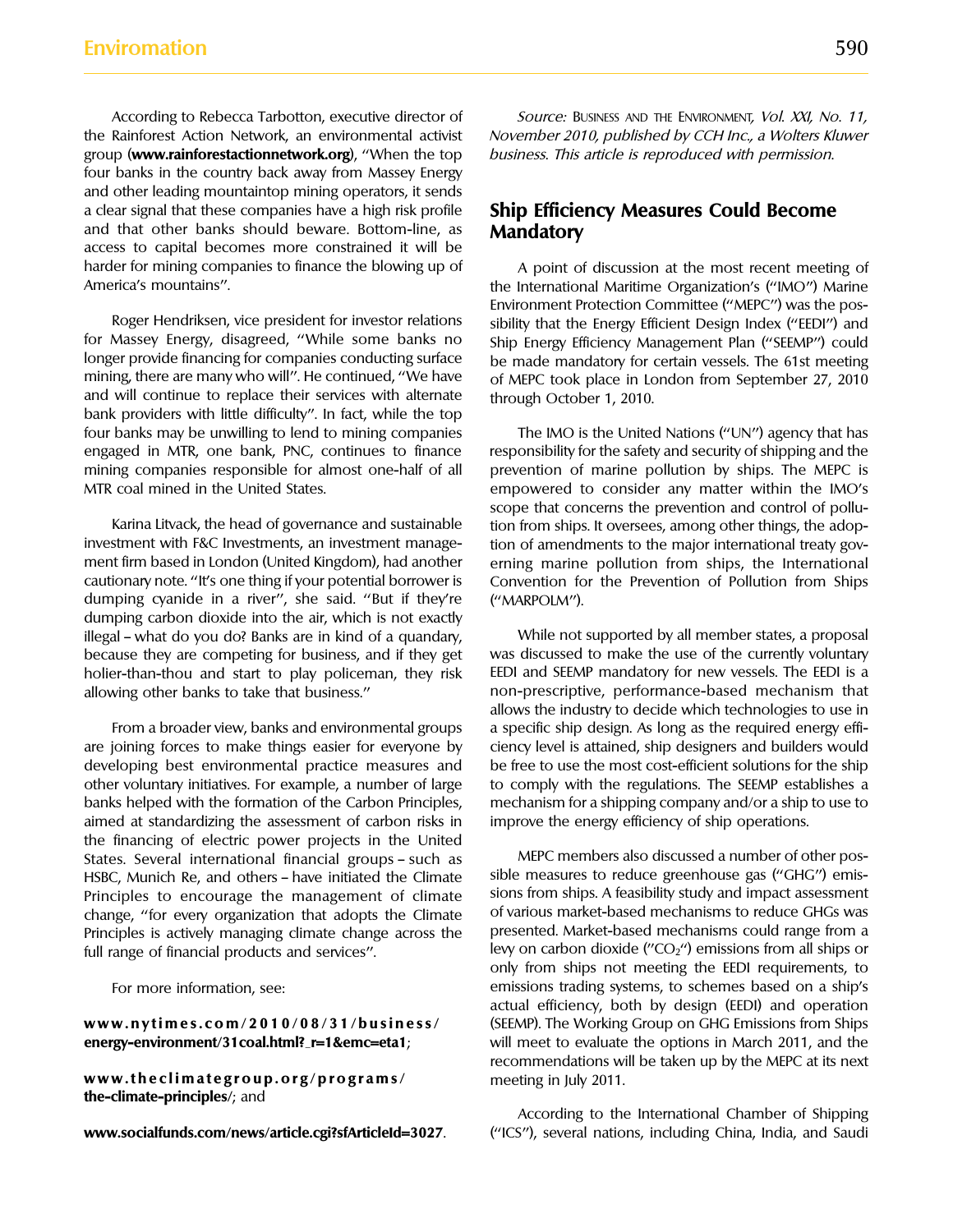According to Rebecca Tarbotton, executive director of the Rainforest Action Network, an environmental activist group (**www.rainforestactionnetwork.org**), "When the top four banks in the country back away from Massey Energy and other leading mountaintop mining operators, it sends a clear signal that these companies have a high risk profile and that other banks should beware. Bottom-line, as access to capital becomes more constrained it will be harder for mining companies to finance the blowing up of America's mountains".

Roger Hendriksen, vice president for investor relations for Massey Energy, disagreed, "While some banks no longer provide financing for companies conducting surface mining, there are many who will". He continued, "We have and will continue to replace their services with alternate bank providers with little difficulty". In fact, while the top four banks may be unwilling to lend to mining companies engaged in MTR, one bank, PNC, continues to finance mining companies responsible for almost one-half of all MTR coal mined in the United States.

Karina Litvack, the head of governance and sustainable investment with F&C Investments, an investment management firm based in London (United Kingdom), had another cautionary note. "It's one thing if your potential borrower is dumping cyanide in a river", she said. "But if they're dumping carbon dioxide into the air, which is not exactly illegal – what do you do? Banks are in kind of a quandary, because they are competing for business, and if they get holier-than-thou and start to play policeman, they risk allowing other banks to take that business."

From a broader view, banks and environmental groups are joining forces to make things easier for everyone by developing best environmental practice measures and other voluntary initiatives. For example, a number of large banks helped with the formation of the Carbon Principles, aimed at standardizing the assessment of carbon risks in the financing of electric power projects in the United States. Several international financial groups – such as HSBC, Munich Re, and others – have initiated the Climate Principles to encourage the management of climate change, "for every organization that adopts the Climate Principles is actively managing climate change across the full range of financial products and services".

For more information, see:

**www.nytimes.com/2010/08/31/business/energy-environment/31coal.html?_r=1&emc=eta1**;

**www.theclimategroup.org/programs/the-climate-principles/**; and

**www.socialfunds.com/news/article.cgi?sfArticleId=3027**.

*Source:* Business and the Environment, *Vol. XXI, No. 11, November 2010, published by CCH Inc., a Wolters Kluwer business. This article is reproduced with permission.*

## Ship Efficiency Measures Could Become Mandatory

A point of discussion at the most recent meeting of the International Maritime Organization's ("IMO") Marine Environment Protection Committee ("MEPC") was the possibility that the Energy Efficient Design Index ("EEDI") and Ship Energy Efficiency Management Plan ("SEEMP") could be made mandatory for certain vessels. The 61st meeting of MEPC took place in London from September 27, 2010 through October 1, 2010.

The IMO is the United Nations ("UN") agency that has responsibility for the safety and security of shipping and the prevention of marine pollution by ships. The MEPC is empowered to consider any matter within the IMO's scope that concerns the prevention and control of pollution from ships. It oversees, among other things, the adoption of amendments to the major international treaty governing marine pollution from ships, the International Convention for the Prevention of Pollution from Ships ("MARPOLM").

While not supported by all member states, a proposal was discussed to make the use of the currently voluntary EEDI and SEEMP mandatory for new vessels. The EEDI is a non-prescriptive, performance-based mechanism that allows the industry to decide which technologies to use in a specific ship design. As long as the required energy efficiency level is attained, ship designers and builders would be free to use the most cost-efficient solutions for the ship to comply with the regulations. The SEEMP establishes a mechanism for a shipping company and/or a ship to use to improve the energy efficiency of ship operations.

MEPC members also discussed a number of other possible measures to reduce greenhouse gas ("GHG") emissions from ships. A feasibility study and impact assessment of various market-based mechanisms to reduce GHGs was presented. Market-based mechanisms could range from a levy on carbon dioxide ("$CO_2$") emissions from all ships or only from ships not meeting the EEDI requirements, to emissions trading systems, to schemes based on a ship's actual efficiency, both by design (EEDI) and operation (SEEMP). The Working Group on GHG Emissions from Ships will meet to evaluate the options in March 2011, and the recommendations will be taken up by the MEPC at its next meeting in July 2011.

According to the International Chamber of Shipping ("ICS"), several nations, including China, India, and Saudi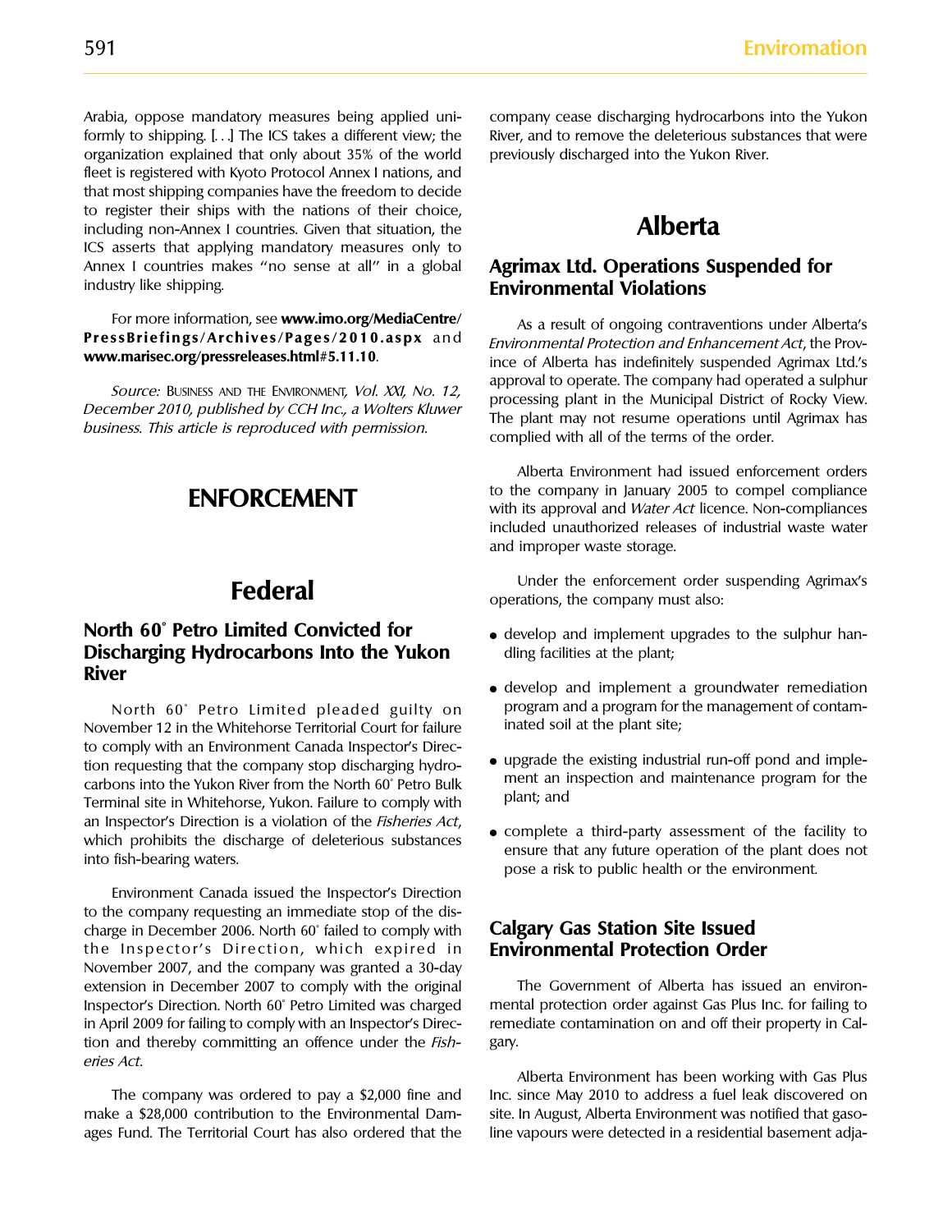Arabia, oppose mandatory measures being applied uniformly to shipping. [. . .] The ICS takes a different view; the organization explained that only about 35% of the world fleet is registered with Kyoto Protocol Annex I nations, and that most shipping companies have the freedom to decide to register their ships with the nations of their choice, including non-Annex I countries. Given that situation, the ICS asserts that applying mandatory measures only to Annex I countries makes "no sense at all" in a global industry like shipping.

For more information, see **www.imo.org/MediaCentre/PressBriefings/Archives/Pages/2010.aspx** and **www.marisec.org/pressreleases.html#5.11.10**.

*Source:* Business and the Environment, *Vol. XXI, No. 12, December 2010, published by CCH Inc., a Wolters Kluwer business. This article is reproduced with permission.*

# ENFORCEMENT

## Federal

### North 60° Petro Limited Convicted for Discharging Hydrocarbons Into the Yukon River

North 60° Petro Limited pleaded guilty on November 12 in the Whitehorse Territorial Court for failure to comply with an Environment Canada Inspector's Direction requesting that the company stop discharging hydrocarbons into the Yukon River from the North 60° Petro Bulk Terminal site in Whitehorse, Yukon. Failure to comply with an Inspector's Direction is a violation of the *Fisheries Act*, which prohibits the discharge of deleterious substances into fish-bearing waters.

Environment Canada issued the Inspector's Direction to the company requesting an immediate stop of the discharge in December 2006. North 60° failed to comply with the Inspector's Direction, which expired in November 2007, and the company was granted a 30-day extension in December 2007 to comply with the original Inspector's Direction. North 60° Petro Limited was charged in April 2009 for failing to comply with an Inspector's Direction and thereby committing an offence under the *Fisheries Act*.

The company was ordered to pay a $2,000 fine and make a $28,000 contribution to the Environmental Damages Fund. The Territorial Court has also ordered that the company cease discharging hydrocarbons into the Yukon River, and to remove the deleterious substances that were previously discharged into the Yukon River.

## Alberta

### Agrimax Ltd. Operations Suspended for Environmental Violations

As a result of ongoing contraventions under Alberta's *Environmental Protection and Enhancement Act*, the Province of Alberta has indefinitely suspended Agrimax Ltd.'s approval to operate. The company had operated a sulphur processing plant in the Municipal District of Rocky View. The plant may not resume operations until Agrimax has complied with all of the terms of the order.

Alberta Environment had issued enforcement orders to the company in January 2005 to compel compliance with its approval and *Water Act* licence. Non-compliances included unauthorized releases of industrial waste water and improper waste storage.

Under the enforcement order suspending Agrimax's operations, the company must also:

- develop and implement upgrades to the sulphur handling facilities at the plant;
- develop and implement a groundwater remediation program and a program for the management of contaminated soil at the plant site;
- upgrade the existing industrial run-off pond and implement an inspection and maintenance program for the plant; and
- complete a third-party assessment of the facility to ensure that any future operation of the plant does not pose a risk to public health or the environment.

### Calgary Gas Station Site Issued Environmental Protection Order

The Government of Alberta has issued an environmental protection order against Gas Plus Inc. for failing to remediate contamination on and off their property in Calgary.

Alberta Environment has been working with Gas Plus Inc. since May 2010 to address a fuel leak discovered on site. In August, Alberta Environment was notified that gasoline vapours were detected in a residential basement adja-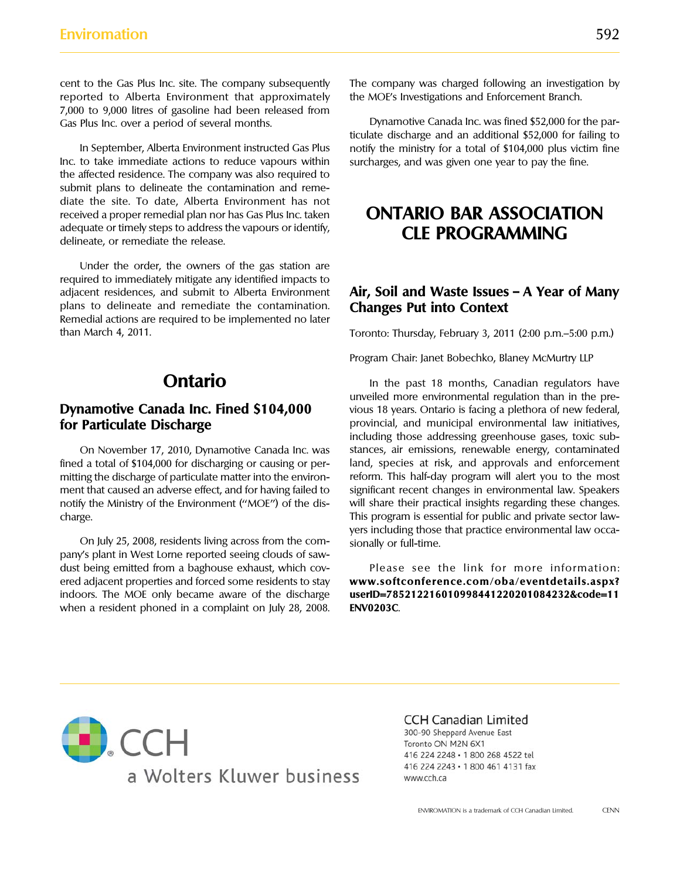cent to the Gas Plus Inc. site. The company subsequently reported to Alberta Environment that approximately 7,000 to 9,000 litres of gasoline had been released from Gas Plus Inc. over a period of several months.

In September, Alberta Environment instructed Gas Plus Inc. to take immediate actions to reduce vapours within the affected residence. The company was also required to submit plans to delineate the contamination and remediate the site. To date, Alberta Environment has not received a proper remedial plan nor has Gas Plus Inc. taken adequate or timely steps to address the vapours or identify, delineate, or remediate the release.

Under the order, the owners of the gas station are required to immediately mitigate any identified impacts to adjacent residences, and submit to Alberta Environment plans to delineate and remediate the contamination. Remedial actions are required to be implemented no later than March 4, 2011.

# Ontario

## Dynamotive Canada Inc. Fined $104,000 for Particulate Discharge

On November 17, 2010, Dynamotive Canada Inc. was fined a total of $104,000 for discharging or causing or permitting the discharge of particulate matter into the environment that caused an adverse effect, and for having failed to notify the Ministry of the Environment ("MOE") of the discharge.

On July 25, 2008, residents living across from the company's plant in West Lorne reported seeing clouds of sawdust being emitted from a baghouse exhaust, which covered adjacent properties and forced some residents to stay indoors. The MOE only became aware of the discharge when a resident phoned in a complaint on July 28, 2008. The company was charged following an investigation by the MOE's Investigations and Enforcement Branch.

Dynamotive Canada Inc. was fined $52,000 for the particulate discharge and an additional $52,000 for failing to notify the ministry for a total of $104,000 plus victim fine surcharges, and was given one year to pay the fine.

# ONTARIO BAR ASSOCIATION CLE PROGRAMMING

## Air, Soil and Waste Issues – A Year of Many Changes Put into Context

Toronto: Thursday, February 3, 2011 (2:00 p.m.–5:00 p.m.)

Program Chair: Janet Bobechko, Blaney McMurtry LLP

In the past 18 months, Canadian regulators have unveiled more environmental regulation than in the previous 18 years. Ontario is facing a plethora of new federal, provincial, and municipal environmental law initiatives, including those addressing greenhouse gases, toxic substances, air emissions, renewable energy, contaminated land, species at risk, and approvals and enforcement reform. This half-day program will alert you to the most significant recent changes in environmental law. Speakers will share their practical insights regarding these changes. This program is essential for public and private sector lawyers including those that practice environmental law occasionally or full-time.

Please see the link for more information: **www.softconference.com/oba/eventdetails.aspx?userID=785212216010998441220201084232&code=11ENV0203C**.

CCH a Wolters Kluwer business

CCH Canadian Limited
300-90 Sheppard Avenue East
Toronto ON M2N 6X1
416 224 2248 • 1 800 268 4522 tel
416 224 2243 • 1 800 461 4131 fax
www.cch.ca

ENVIROMATION is a trademark of CCH Canadian Limited. CENN